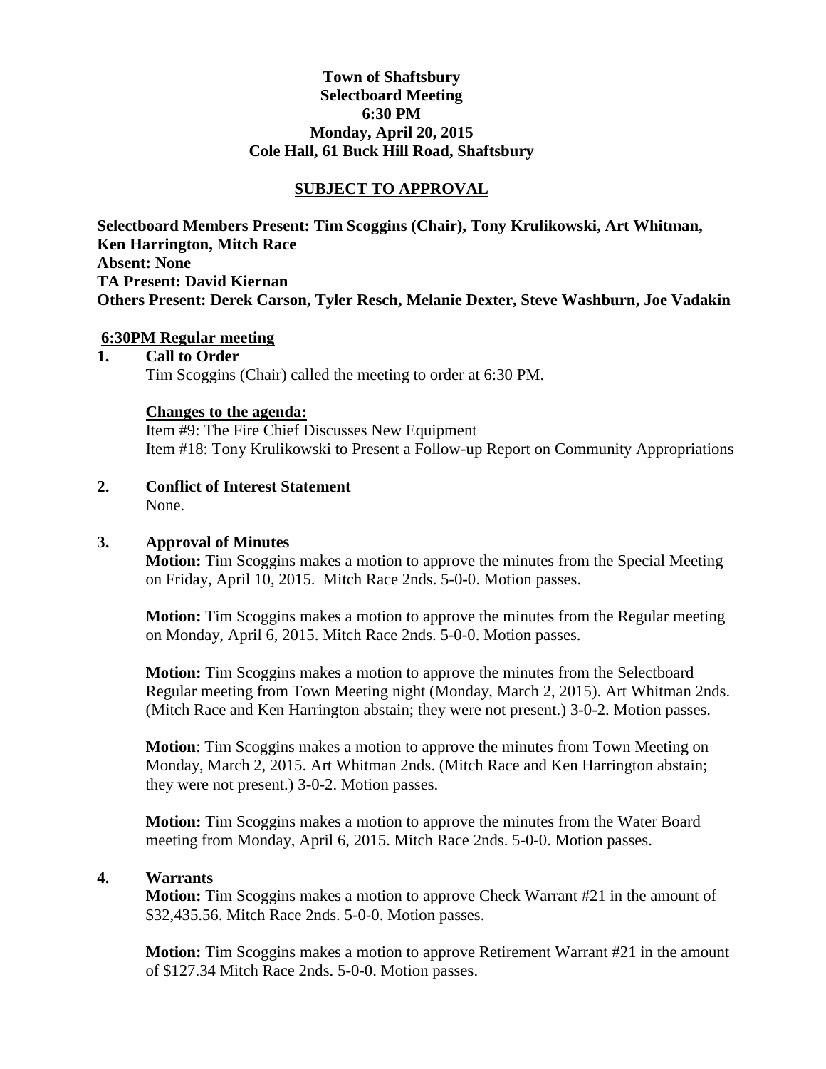**Town of Shaftsbury**
**Selectboard Meeting**
**6:30 PM**
**Monday, April 20, 2015**
**Cole Hall, 61 Buck Hill Road, Shaftsbury**

**SUBJECT TO APPROVAL**

**Selectboard Members Present: Tim Scoggins (Chair), Tony Krulikowski, Art Whitman, Ken Harrington, Mitch Race**
**Absent: None**
**TA Present: David Kiernan**
**Others Present: Derek Carson, Tyler Resch, Melanie Dexter, Steve Washburn, Joe Vadakin**

**6:30PM Regular meeting**

**1. Call to Order**

Tim Scoggins (Chair) called the meeting to order at 6:30 PM.

**Changes to the agenda:**

Item #9: The Fire Chief Discusses New Equipment
Item #18: Tony Krulikowski to Present a Follow-up Report on Community Appropriations

**2. Conflict of Interest Statement**

None.

**3. Approval of Minutes**

**Motion:** Tim Scoggins makes a motion to approve the minutes from the Special Meeting on Friday, April 10, 2015. Mitch Race 2nds. 5-0-0. Motion passes.

**Motion:** Tim Scoggins makes a motion to approve the minutes from the Regular meeting on Monday, April 6, 2015. Mitch Race 2nds. 5-0-0. Motion passes.

**Motion:** Tim Scoggins makes a motion to approve the minutes from the Selectboard Regular meeting from Town Meeting night (Monday, March 2, 2015). Art Whitman 2nds. (Mitch Race and Ken Harrington abstain; they were not present.) 3-0-2. Motion passes.

**Motion**: Tim Scoggins makes a motion to approve the minutes from Town Meeting on Monday, March 2, 2015. Art Whitman 2nds. (Mitch Race and Ken Harrington abstain; they were not present.) 3-0-2. Motion passes.

**Motion:** Tim Scoggins makes a motion to approve the minutes from the Water Board meeting from Monday, April 6, 2015. Mitch Race 2nds. 5-0-0. Motion passes.

**4. Warrants**

**Motion:** Tim Scoggins makes a motion to approve Check Warrant #21 in the amount of $32,435.56. Mitch Race 2nds. 5-0-0. Motion passes.

**Motion:** Tim Scoggins makes a motion to approve Retirement Warrant #21 in the amount of $127.34 Mitch Race 2nds. 5-0-0. Motion passes.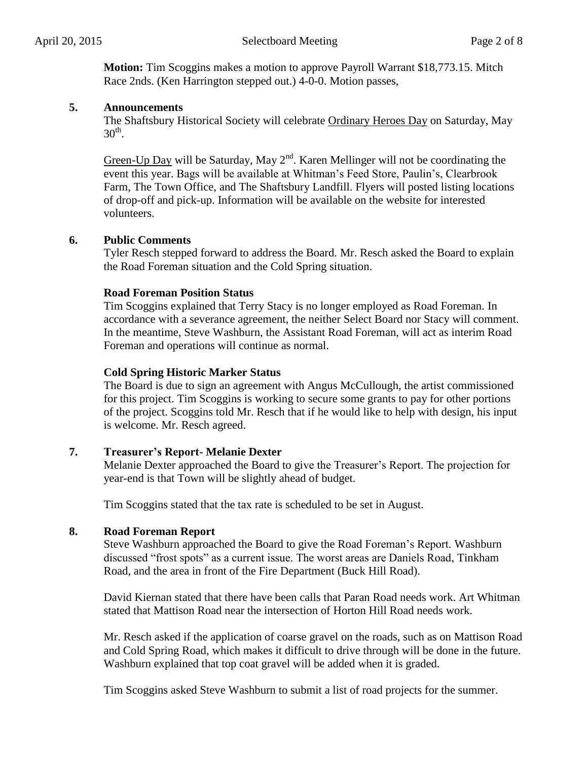**Motion:** Tim Scoggins makes a motion to approve Payroll Warrant $18,773.15. Mitch Race 2nds. (Ken Harrington stepped out.) 4-0-0. Motion passes,

**5. Announcements**

The Shaftsbury Historical Society will celebrate <u>Ordinary Heroes Day</u> on Saturday, May 30th.

<u>Green-Up Day</u> will be Saturday, May 2nd. Karen Mellinger will not be coordinating the event this year. Bags will be available at Whitman's Feed Store, Paulin's, Clearbrook Farm, The Town Office, and The Shaftsbury Landfill. Flyers will posted listing locations of drop-off and pick-up. Information will be available on the website for interested volunteers.

**6. Public Comments**

Tyler Resch stepped forward to address the Board. Mr. Resch asked the Board to explain the Road Foreman situation and the Cold Spring situation.

**Road Foreman Position Status**

Tim Scoggins explained that Terry Stacy is no longer employed as Road Foreman. In accordance with a severance agreement, the neither Select Board nor Stacy will comment. In the meantime, Steve Washburn, the Assistant Road Foreman, will act as interim Road Foreman and operations will continue as normal.

**Cold Spring Historic Marker Status**

The Board is due to sign an agreement with Angus McCullough, the artist commissioned for this project. Tim Scoggins is working to secure some grants to pay for other portions of the project. Scoggins told Mr. Resch that if he would like to help with design, his input is welcome. Mr. Resch agreed.

**7. Treasurer's Report- Melanie Dexter**

Melanie Dexter approached the Board to give the Treasurer's Report. The projection for year-end is that Town will be slightly ahead of budget.

Tim Scoggins stated that the tax rate is scheduled to be set in August.

**8. Road Foreman Report**

Steve Washburn approached the Board to give the Road Foreman's Report. Washburn discussed "frost spots" as a current issue. The worst areas are Daniels Road, Tinkham Road, and the area in front of the Fire Department (Buck Hill Road).

David Kiernan stated that there have been calls that Paran Road needs work. Art Whitman stated that Mattison Road near the intersection of Horton Hill Road needs work.

Mr. Resch asked if the application of coarse gravel on the roads, such as on Mattison Road and Cold Spring Road, which makes it difficult to drive through will be done in the future. Washburn explained that top coat gravel will be added when it is graded.

Tim Scoggins asked Steve Washburn to submit a list of road projects for the summer.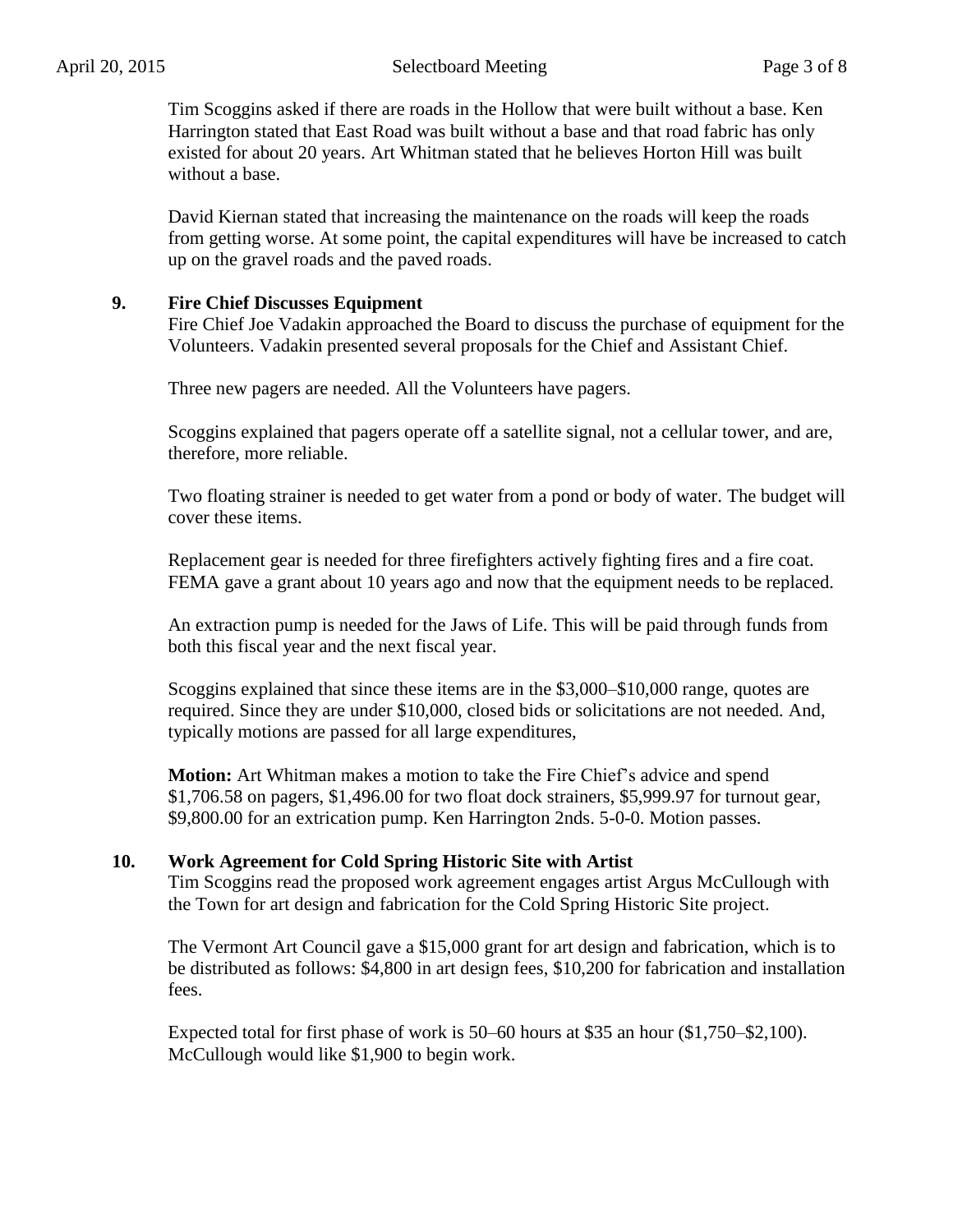Tim Scoggins asked if there are roads in the Hollow that were built without a base. Ken Harrington stated that East Road was built without a base and that road fabric has only existed for about 20 years. Art Whitman stated that he believes Horton Hill was built without a base.

David Kiernan stated that increasing the maintenance on the roads will keep the roads from getting worse. At some point, the capital expenditures will have be increased to catch up on the gravel roads and the paved roads.

## 9. Fire Chief Discusses Equipment

Fire Chief Joe Vadakin approached the Board to discuss the purchase of equipment for the Volunteers. Vadakin presented several proposals for the Chief and Assistant Chief.

Three new pagers are needed. All the Volunteers have pagers.

Scoggins explained that pagers operate off a satellite signal, not a cellular tower, and are, therefore, more reliable.

Two floating strainer is needed to get water from a pond or body of water. The budget will cover these items.

Replacement gear is needed for three firefighters actively fighting fires and a fire coat. FEMA gave a grant about 10 years ago and now that the equipment needs to be replaced.

An extraction pump is needed for the Jaws of Life. This will be paid through funds from both this fiscal year and the next fiscal year.

Scoggins explained that since these items are in the $3,000–$10,000 range, quotes are required. Since they are under $10,000, closed bids or solicitations are not needed. And, typically motions are passed for all large expenditures,

**Motion:** Art Whitman makes a motion to take the Fire Chief's advice and spend $1,706.58 on pagers, $1,496.00 for two float dock strainers, $5,999.97 for turnout gear, $9,800.00 for an extrication pump. Ken Harrington 2nds. 5-0-0. Motion passes.

## 10. Work Agreement for Cold Spring Historic Site with Artist

Tim Scoggins read the proposed work agreement engages artist Argus McCullough with the Town for art design and fabrication for the Cold Spring Historic Site project.

The Vermont Art Council gave a $15,000 grant for art design and fabrication, which is to be distributed as follows: $4,800 in art design fees, $10,200 for fabrication and installation fees.

Expected total for first phase of work is 50–60 hours at $35 an hour ($1,750–$2,100). McCullough would like $1,900 to begin work.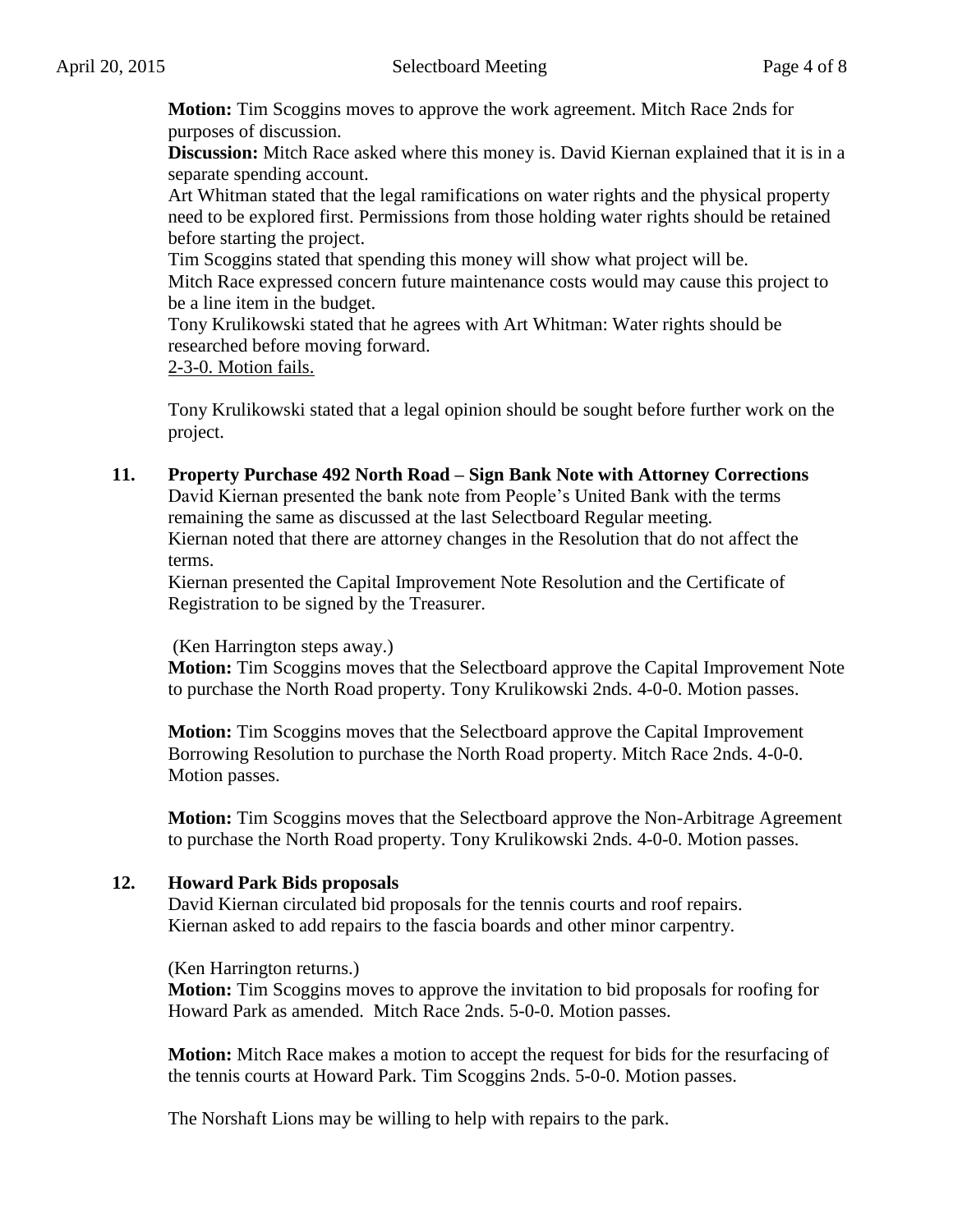**Motion:** Tim Scoggins moves to approve the work agreement. Mitch Race 2nds for purposes of discussion.

**Discussion:** Mitch Race asked where this money is. David Kiernan explained that it is in a separate spending account.

Art Whitman stated that the legal ramifications on water rights and the physical property need to be explored first. Permissions from those holding water rights should be retained before starting the project.

Tim Scoggins stated that spending this money will show what project will be.

Mitch Race expressed concern future maintenance costs would may cause this project to be a line item in the budget.

Tony Krulikowski stated that he agrees with Art Whitman: Water rights should be researched before moving forward.

2-3-0. Motion fails.

Tony Krulikowski stated that a legal opinion should be sought before further work on the project.

## 11. Property Purchase 492 North Road – Sign Bank Note with Attorney Corrections

David Kiernan presented the bank note from People's United Bank with the terms remaining the same as discussed at the last Selectboard Regular meeting.

Kiernan noted that there are attorney changes in the Resolution that do not affect the terms.

Kiernan presented the Capital Improvement Note Resolution and the Certificate of Registration to be signed by the Treasurer.

(Ken Harrington steps away.)

**Motion:** Tim Scoggins moves that the Selectboard approve the Capital Improvement Note to purchase the North Road property. Tony Krulikowski 2nds. 4-0-0. Motion passes.

**Motion:** Tim Scoggins moves that the Selectboard approve the Capital Improvement Borrowing Resolution to purchase the North Road property. Mitch Race 2nds. 4-0-0. Motion passes.

**Motion:** Tim Scoggins moves that the Selectboard approve the Non-Arbitrage Agreement to purchase the North Road property. Tony Krulikowski 2nds. 4-0-0. Motion passes.

## 12. Howard Park Bids proposals

David Kiernan circulated bid proposals for the tennis courts and roof repairs.

Kiernan asked to add repairs to the fascia boards and other minor carpentry.

(Ken Harrington returns.)

**Motion:** Tim Scoggins moves to approve the invitation to bid proposals for roofing for Howard Park as amended. Mitch Race 2nds. 5-0-0. Motion passes.

**Motion:** Mitch Race makes a motion to accept the request for bids for the resurfacing of the tennis courts at Howard Park. Tim Scoggins 2nds. 5-0-0. Motion passes.

The Norshaft Lions may be willing to help with repairs to the park.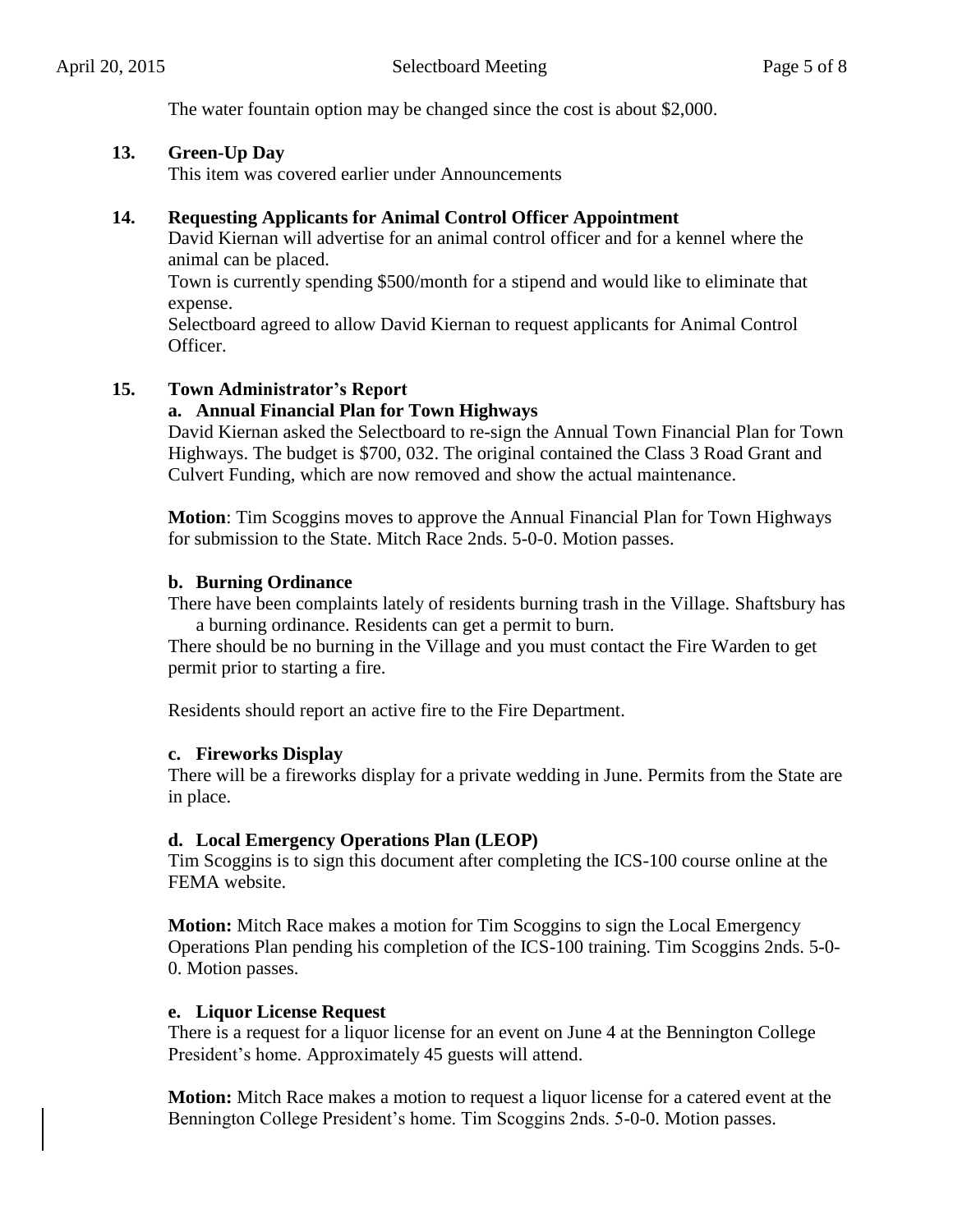The water fountain option may be changed since the cost is about $2,000.

**13. Green-Up Day**

This item was covered earlier under Announcements

**14. Requesting Applicants for Animal Control Officer Appointment**

David Kiernan will advertise for an animal control officer and for a kennel where the animal can be placed.

Town is currently spending $500/month for a stipend and would like to eliminate that expense.

Selectboard agreed to allow David Kiernan to request applicants for Animal Control Officer.

**15. Town Administrator's Report**

**a. Annual Financial Plan for Town Highways**

David Kiernan asked the Selectboard to re-sign the Annual Town Financial Plan for Town Highways. The budget is $700, 032. The original contained the Class 3 Road Grant and Culvert Funding, which are now removed and show the actual maintenance.

**Motion**: Tim Scoggins moves to approve the Annual Financial Plan for Town Highways for submission to the State. Mitch Race 2nds. 5-0-0. Motion passes.

**b. Burning Ordinance**

There have been complaints lately of residents burning trash in the Village. Shaftsbury has a burning ordinance. Residents can get a permit to burn.

There should be no burning in the Village and you must contact the Fire Warden to get permit prior to starting a fire.

Residents should report an active fire to the Fire Department.

**c. Fireworks Display**

There will be a fireworks display for a private wedding in June. Permits from the State are in place.

**d. Local Emergency Operations Plan (LEOP)**

Tim Scoggins is to sign this document after completing the ICS-100 course online at the FEMA website.

**Motion:** Mitch Race makes a motion for Tim Scoggins to sign the Local Emergency Operations Plan pending his completion of the ICS-100 training. Tim Scoggins 2nds. 5-0-0. Motion passes.

**e. Liquor License Request**

There is a request for a liquor license for an event on June 4 at the Bennington College President's home. Approximately 45 guests will attend.

**Motion:** Mitch Race makes a motion to request a liquor license for a catered event at the Bennington College President's home. Tim Scoggins 2nds. 5-0-0. Motion passes.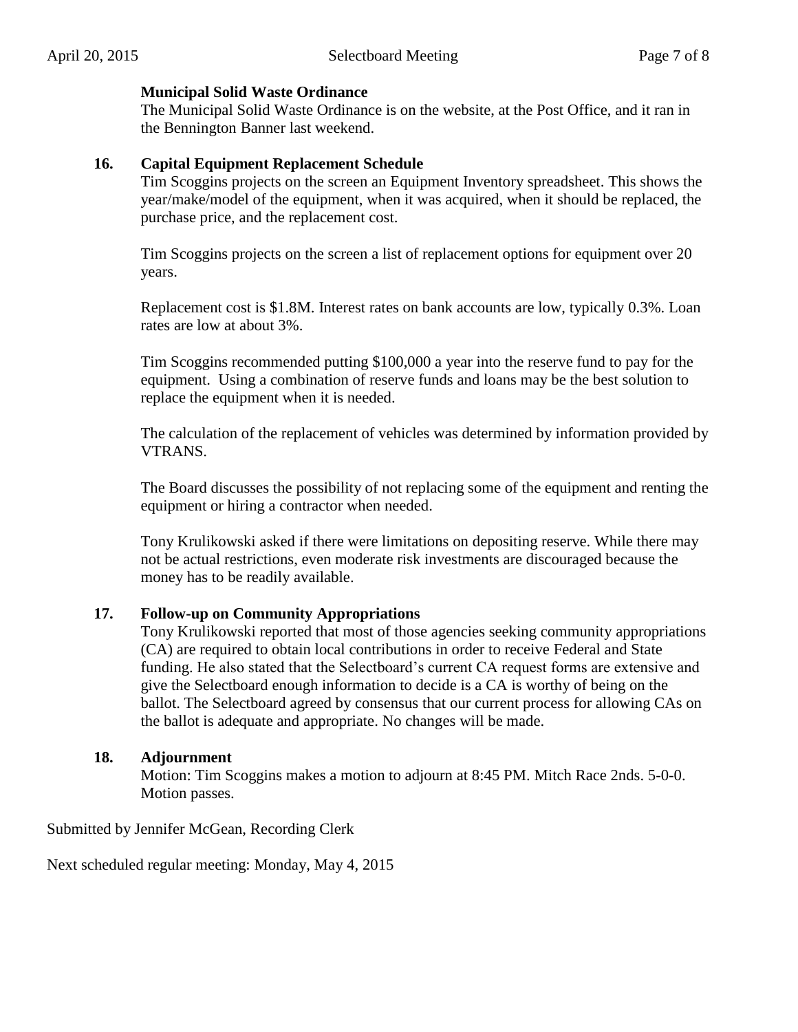**Municipal Solid Waste Ordinance**

The Municipal Solid Waste Ordinance is on the website, at the Post Office, and it ran in the Bennington Banner last weekend.

**16. Capital Equipment Replacement Schedule**

Tim Scoggins projects on the screen an Equipment Inventory spreadsheet. This shows the year/make/model of the equipment, when it was acquired, when it should be replaced, the purchase price, and the replacement cost.

Tim Scoggins projects on the screen a list of replacement options for equipment over 20 years.

Replacement cost is $1.8M. Interest rates on bank accounts are low, typically 0.3%. Loan rates are low at about 3%.

Tim Scoggins recommended putting $100,000 a year into the reserve fund to pay for the equipment. Using a combination of reserve funds and loans may be the best solution to replace the equipment when it is needed.

The calculation of the replacement of vehicles was determined by information provided by VTRANS.

The Board discusses the possibility of not replacing some of the equipment and renting the equipment or hiring a contractor when needed.

Tony Krulikowski asked if there were limitations on depositing reserve. While there may not be actual restrictions, even moderate risk investments are discouraged because the money has to be readily available.

**17. Follow-up on Community Appropriations**

Tony Krulikowski reported that most of those agencies seeking community appropriations (CA) are required to obtain local contributions in order to receive Federal and State funding. He also stated that the Selectboard's current CA request forms are extensive and give the Selectboard enough information to decide is a CA is worthy of being on the ballot. The Selectboard agreed by consensus that our current process for allowing CAs on the ballot is adequate and appropriate. No changes will be made.

**18. Adjournment**

Motion: Tim Scoggins makes a motion to adjourn at 8:45 PM. Mitch Race 2nds. 5-0-0. Motion passes.

Submitted by Jennifer McGean, Recording Clerk

Next scheduled regular meeting: Monday, May 4, 2015